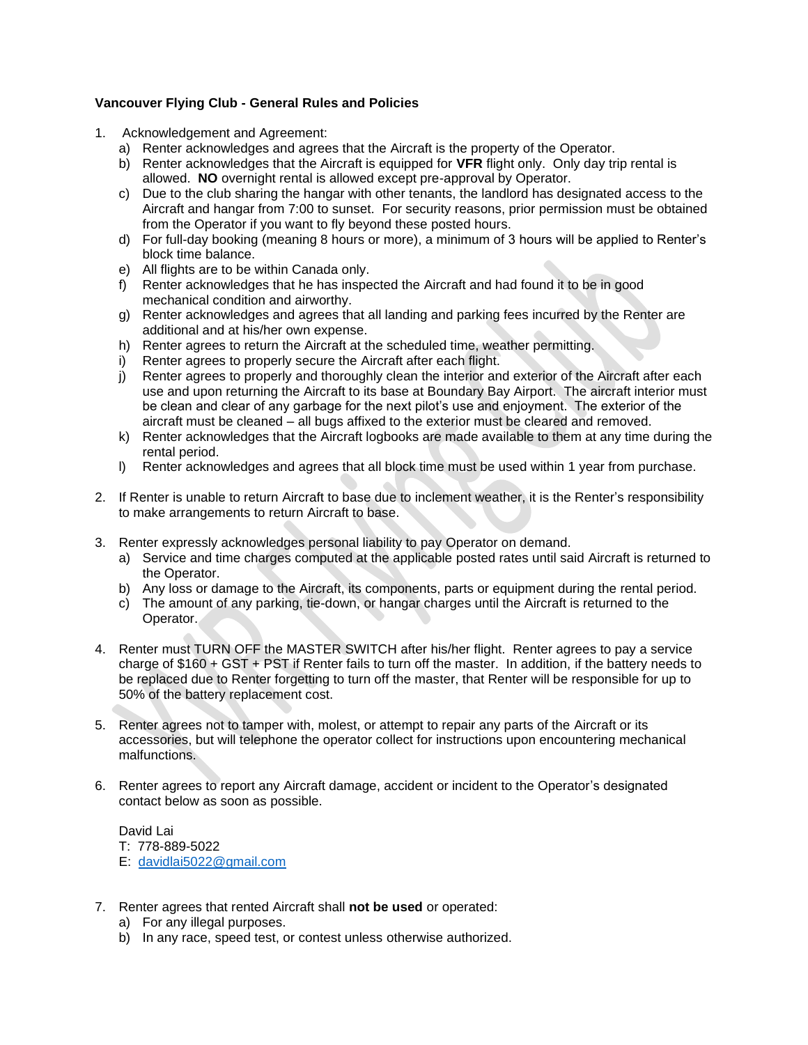**Vancouver Flying Club - General Rules and Policies**

1. Acknowledgement and Agreement:
   a) Renter acknowledges and agrees that the Aircraft is the property of the Operator.
   b) Renter acknowledges that the Aircraft is equipped for **VFR** flight only. Only day trip rental is allowed. **NO** overnight rental is allowed except pre-approval by Operator.
   c) Due to the club sharing the hangar with other tenants, the landlord has designated access to the Aircraft and hangar from 7:00 to sunset. For security reasons, prior permission must be obtained from the Operator if you want to fly beyond these posted hours.
   d) For full-day booking (meaning 8 hours or more), a minimum of 3 hours will be applied to Renter's block time balance.
   e) All flights are to be within Canada only.
   f) Renter acknowledges that he has inspected the Aircraft and had found it to be in good mechanical condition and airworthy.
   g) Renter acknowledges and agrees that all landing and parking fees incurred by the Renter are additional and at his/her own expense.
   h) Renter agrees to return the Aircraft at the scheduled time, weather permitting.
   i) Renter agrees to properly secure the Aircraft after each flight.
   j) Renter agrees to properly and thoroughly clean the interior and exterior of the Aircraft after each use and upon returning the Aircraft to its base at Boundary Bay Airport. The aircraft interior must be clean and clear of any garbage for the next pilot's use and enjoyment. The exterior of the aircraft must be cleaned – all bugs affixed to the exterior must be cleared and removed.
   k) Renter acknowledges that the Aircraft logbooks are made available to them at any time during the rental period.
   l) Renter acknowledges and agrees that all block time must be used within 1 year from purchase.

2. If Renter is unable to return Aircraft to base due to inclement weather, it is the Renter's responsibility to make arrangements to return Aircraft to base.

3. Renter expressly acknowledges personal liability to pay Operator on demand.
   a) Service and time charges computed at the applicable posted rates until said Aircraft is returned to the Operator.
   b) Any loss or damage to the Aircraft, its components, parts or equipment during the rental period.
   c) The amount of any parking, tie-down, or hangar charges until the Aircraft is returned to the Operator.

4. Renter must TURN OFF the MASTER SWITCH after his/her flight. Renter agrees to pay a service charge of $160 + GST + PST if Renter fails to turn off the master. In addition, if the battery needs to be replaced due to Renter forgetting to turn off the master, that Renter will be responsible for up to 50% of the battery replacement cost.

5. Renter agrees not to tamper with, molest, or attempt to repair any parts of the Aircraft or its accessories, but will telephone the operator collect for instructions upon encountering mechanical malfunctions.

6. Renter agrees to report any Aircraft damage, accident or incident to the Operator's designated contact below as soon as possible.

   David Lai
   T: 778-889-5022
   E: davidlai5022@gmail.com

7. Renter agrees that rented Aircraft shall **not be used** or operated:
   a) For any illegal purposes.
   b) In any race, speed test, or contest unless otherwise authorized.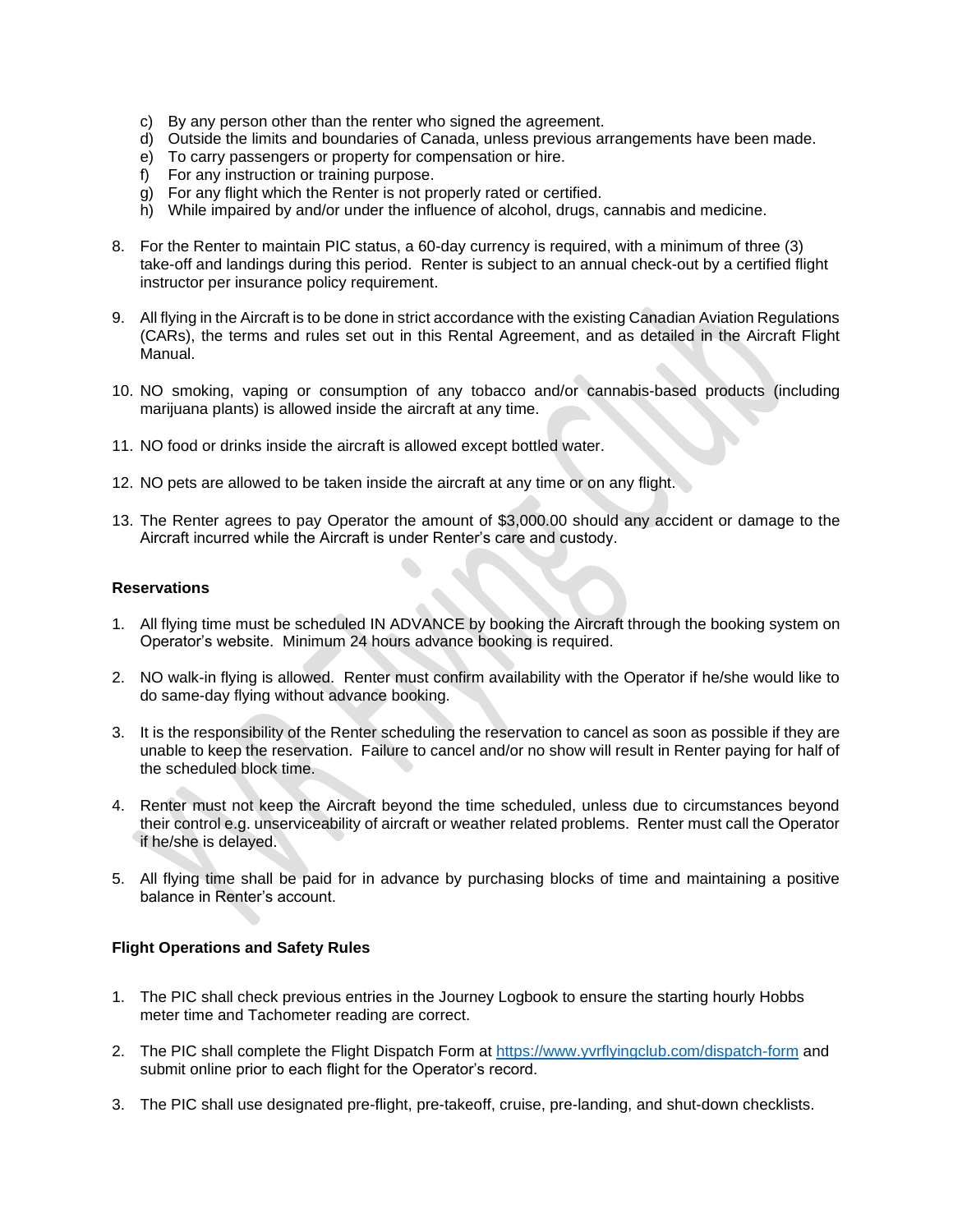c) By any person other than the renter who signed the agreement.
d) Outside the limits and boundaries of Canada, unless previous arrangements have been made.
e) To carry passengers or property for compensation or hire.
f) For any instruction or training purpose.
g) For any flight which the Renter is not properly rated or certified.
h) While impaired by and/or under the influence of alcohol, drugs, cannabis and medicine.

8. For the Renter to maintain PIC status, a 60-day currency is required, with a minimum of three (3) take-off and landings during this period. Renter is subject to an annual check-out by a certified flight instructor per insurance policy requirement.

9. All flying in the Aircraft is to be done in strict accordance with the existing Canadian Aviation Regulations (CARs), the terms and rules set out in this Rental Agreement, and as detailed in the Aircraft Flight Manual.

10. NO smoking, vaping or consumption of any tobacco and/or cannabis-based products (including marijuana plants) is allowed inside the aircraft at any time.

11. NO food or drinks inside the aircraft is allowed except bottled water.

12. NO pets are allowed to be taken inside the aircraft at any time or on any flight.

13. The Renter agrees to pay Operator the amount of $3,000.00 should any accident or damage to the Aircraft incurred while the Aircraft is under Renter's care and custody.

**Reservations**

1. All flying time must be scheduled IN ADVANCE by booking the Aircraft through the booking system on Operator's website. Minimum 24 hours advance booking is required.

2. NO walk-in flying is allowed. Renter must confirm availability with the Operator if he/she would like to do same-day flying without advance booking.

3. It is the responsibility of the Renter scheduling the reservation to cancel as soon as possible if they are unable to keep the reservation. Failure to cancel and/or no show will result in Renter paying for half of the scheduled block time.

4. Renter must not keep the Aircraft beyond the time scheduled, unless due to circumstances beyond their control e.g. unserviceability of aircraft or weather related problems. Renter must call the Operator if he/she is delayed.

5. All flying time shall be paid for in advance by purchasing blocks of time and maintaining a positive balance in Renter's account.

**Flight Operations and Safety Rules**

1. The PIC shall check previous entries in the Journey Logbook to ensure the starting hourly Hobbs meter time and Tachometer reading are correct.

2. The PIC shall complete the Flight Dispatch Form at https://www.yvrflyingclub.com/dispatch-form and submit online prior to each flight for the Operator's record.

3. The PIC shall use designated pre-flight, pre-takeoff, cruise, pre-landing, and shut-down checklists.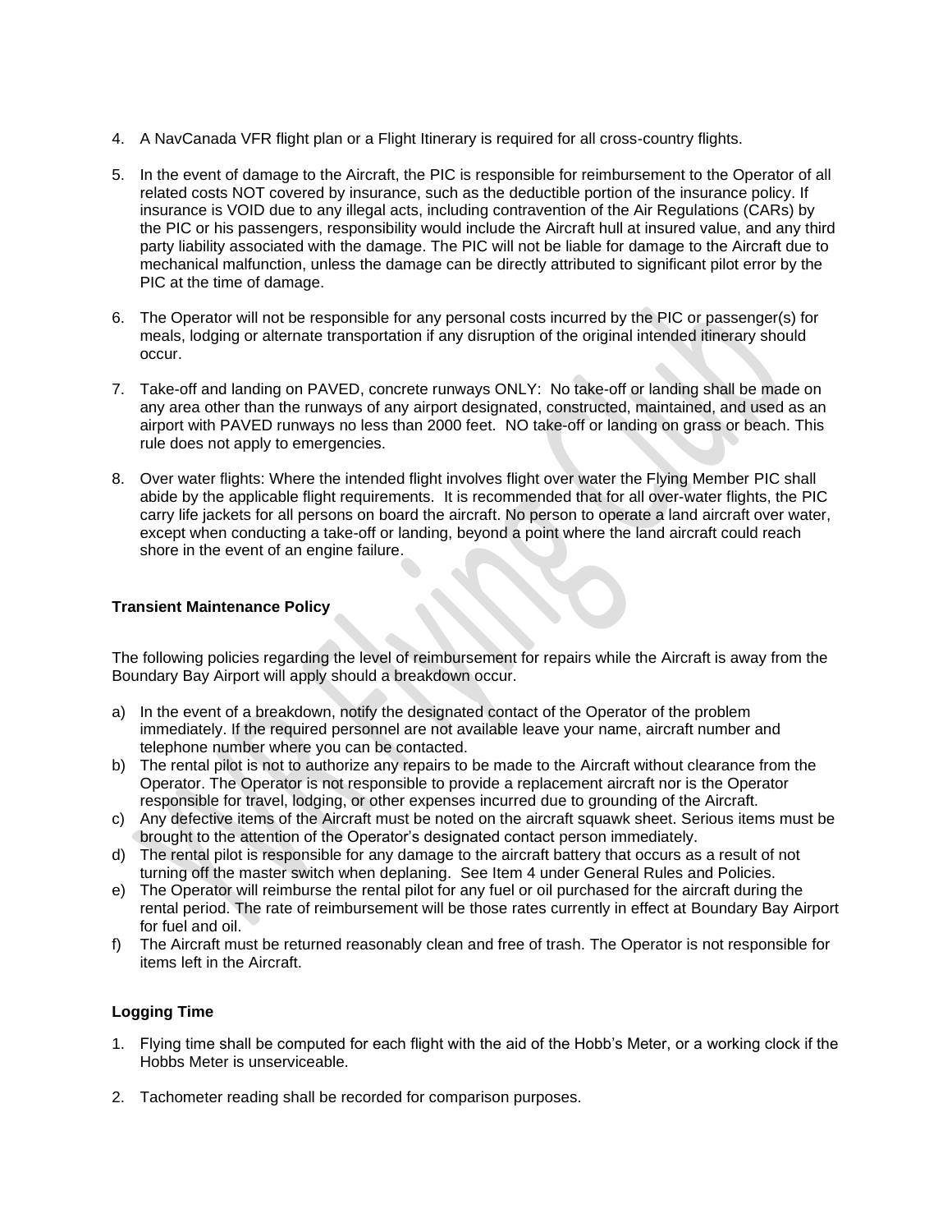4. A NavCanada VFR flight plan or a Flight Itinerary is required for all cross-country flights.

5. In the event of damage to the Aircraft, the PIC is responsible for reimbursement to the Operator of all related costs NOT covered by insurance, such as the deductible portion of the insurance policy. If insurance is VOID due to any illegal acts, including contravention of the Air Regulations (CARs) by the PIC or his passengers, responsibility would include the Aircraft hull at insured value, and any third party liability associated with the damage. The PIC will not be liable for damage to the Aircraft due to mechanical malfunction, unless the damage can be directly attributed to significant pilot error by the PIC at the time of damage.

6. The Operator will not be responsible for any personal costs incurred by the PIC or passenger(s) for meals, lodging or alternate transportation if any disruption of the original intended itinerary should occur.

7. Take-off and landing on PAVED, concrete runways ONLY: No take-off or landing shall be made on any area other than the runways of any airport designated, constructed, maintained, and used as an airport with PAVED runways no less than 2000 feet. NO take-off or landing on grass or beach. This rule does not apply to emergencies.

8. Over water flights: Where the intended flight involves flight over water the Flying Member PIC shall abide by the applicable flight requirements. It is recommended that for all over-water flights, the PIC carry life jackets for all persons on board the aircraft. No person to operate a land aircraft over water, except when conducting a take-off or landing, beyond a point where the land aircraft could reach shore in the event of an engine failure.

**Transient Maintenance Policy**

The following policies regarding the level of reimbursement for repairs while the Aircraft is away from the Boundary Bay Airport will apply should a breakdown occur.

a) In the event of a breakdown, notify the designated contact of the Operator of the problem immediately. If the required personnel are not available leave your name, aircraft number and telephone number where you can be contacted.
b) The rental pilot is not to authorize any repairs to be made to the Aircraft without clearance from the Operator. The Operator is not responsible to provide a replacement aircraft nor is the Operator responsible for travel, lodging, or other expenses incurred due to grounding of the Aircraft.
c) Any defective items of the Aircraft must be noted on the aircraft squawk sheet. Serious items must be brought to the attention of the Operator's designated contact person immediately.
d) The rental pilot is responsible for any damage to the aircraft battery that occurs as a result of not turning off the master switch when deplaning. See Item 4 under General Rules and Policies.
e) The Operator will reimburse the rental pilot for any fuel or oil purchased for the aircraft during the rental period. The rate of reimbursement will be those rates currently in effect at Boundary Bay Airport for fuel and oil.
f) The Aircraft must be returned reasonably clean and free of trash. The Operator is not responsible for items left in the Aircraft.

**Logging Time**

1. Flying time shall be computed for each flight with the aid of the Hobb's Meter, or a working clock if the Hobbs Meter is unserviceable.

2. Tachometer reading shall be recorded for comparison purposes.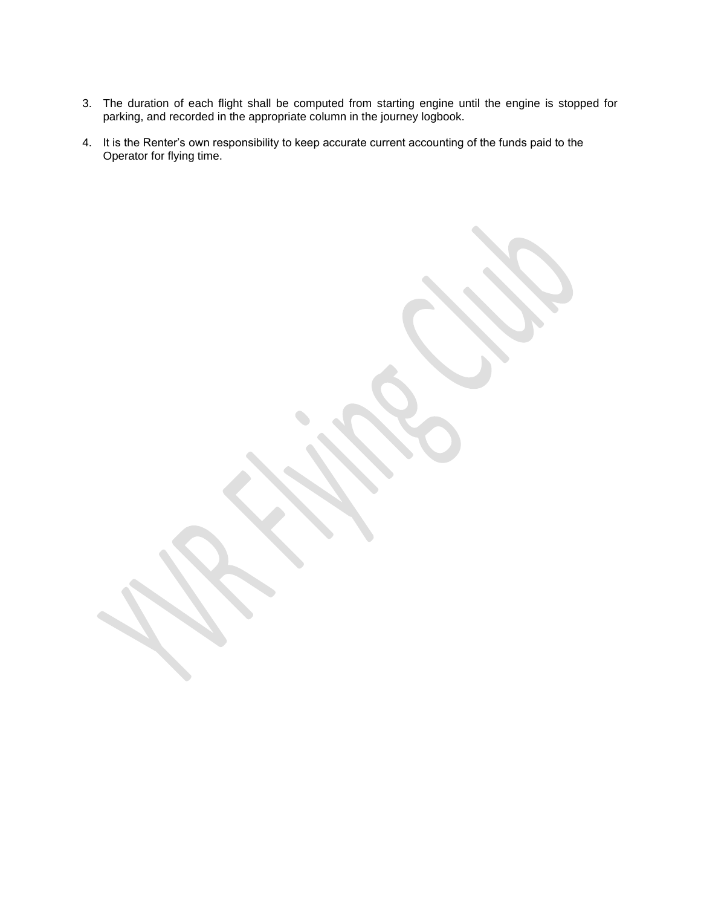3. The duration of each flight shall be computed from starting engine until the engine is stopped for parking, and recorded in the appropriate column in the journey logbook.

4. It is the Renter's own responsibility to keep accurate current accounting of the funds paid to the Operator for flying time.